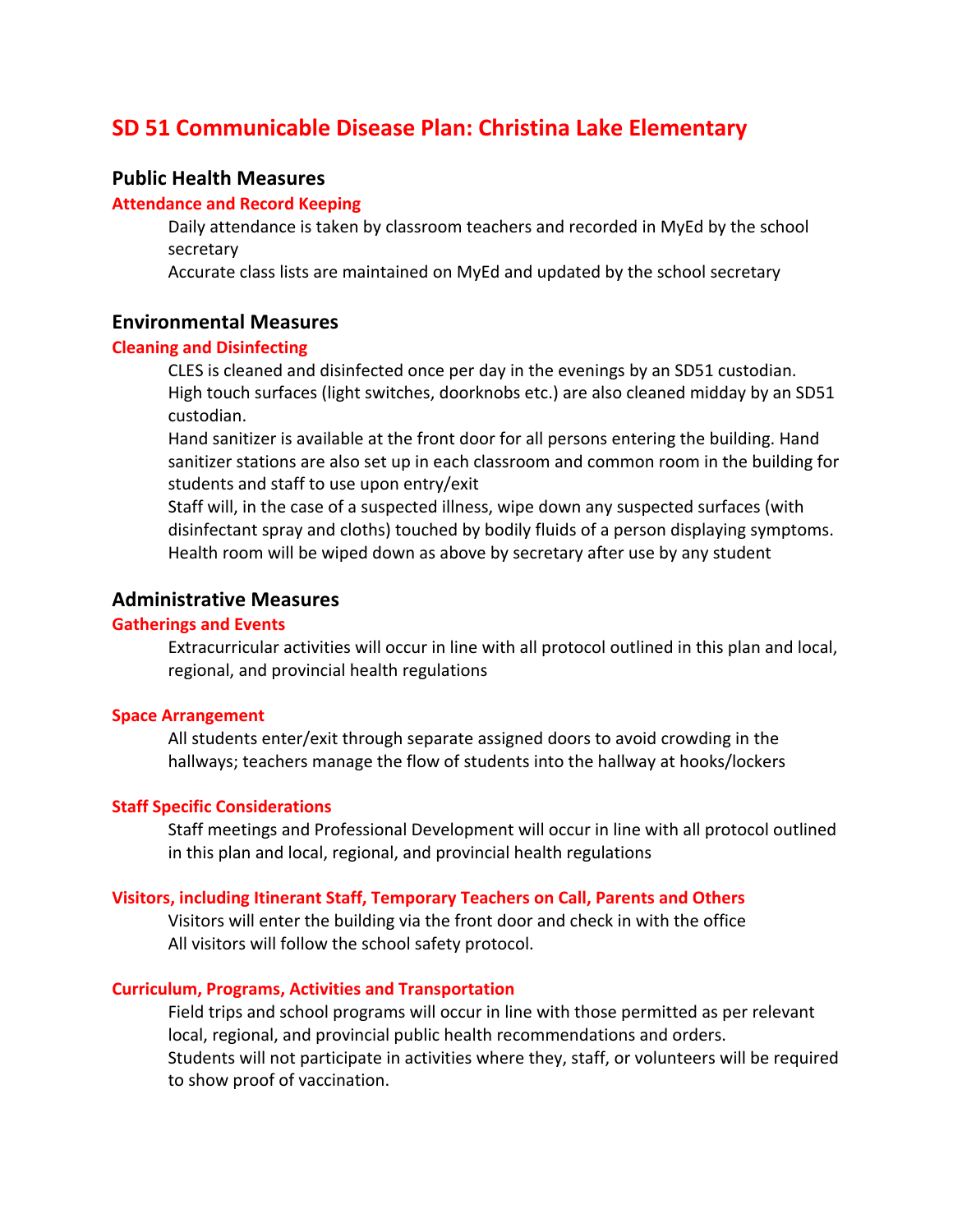# SD 51 Communicable Disease Plan: Christina Lake Elementary

## Public Health Measures

### Attendance and Record Keeping

Daily attendance is taken by classroom teachers and recorded in MyEd by the school secretary

Accurate class lists are maintained on MyEd and updated by the school secretary

## Environmental Measures

### Cleaning and Disinfecting

CLES is cleaned and disinfected once per day in the evenings by an SD51 custodian. High touch surfaces (light switches, doorknobs etc.) are also cleaned midday by an SD51 custodian.

Hand sanitizer is available at the front door for all persons entering the building. Hand sanitizer stations are also set up in each classroom and common room in the building for students and staff to use upon entry/exit

Staff will, in the case of a suspected illness, wipe down any suspected surfaces (with disinfectant spray and cloths) touched by bodily fluids of a person displaying symptoms.

Health room will be wiped down as above by secretary after use by any student

## Administrative Measures

### Gatherings and Events

Extracurricular activities will occur in line with all protocol outlined in this plan and local, regional, and provincial health regulations

### Space Arrangement

All students enter/exit through separate assigned doors to avoid crowding in the hallways; teachers manage the flow of students into the hallway at hooks/lockers

### Staff Specific Considerations

Staff meetings and Professional Development will occur in line with all protocol outlined in this plan and local, regional, and provincial health regulations

### Visitors, including Itinerant Staff, Temporary Teachers on Call, Parents and Others

Visitors will enter the building via the front door and check in with the office

All visitors will follow the school safety protocol.

### Curriculum, Programs, Activities and Transportation

Field trips and school programs will occur in line with those permitted as per relevant local, regional, and provincial public health recommendations and orders.

Students will not participate in activities where they, staff, or volunteers will be required to show proof of vaccination.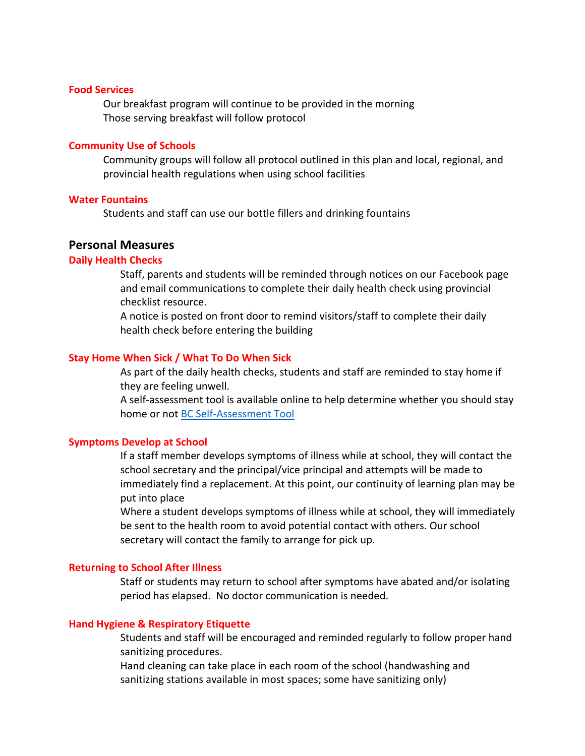### Food Services

Our breakfast program will continue to be provided in the morning
Those serving breakfast will follow protocol

### Community Use of Schools

Community groups will follow all protocol outlined in this plan and local, regional, and provincial health regulations when using school facilities

### Water Fountains

Students and staff can use our bottle fillers and drinking fountains

## Personal Measures

### Daily Health Checks

Staff, parents and students will be reminded through notices on our Facebook page and email communications to complete their daily health check using provincial checklist resource.
A notice is posted on front door to remind visitors/staff to complete their daily health check before entering the building

### Stay Home When Sick / What To Do When Sick

As part of the daily health checks, students and staff are reminded to stay home if they are feeling unwell.
A self-assessment tool is available online to help determine whether you should stay home or not BC Self-Assessment Tool

### Symptoms Develop at School

If a staff member develops symptoms of illness while at school, they will contact the school secretary and the principal/vice principal and attempts will be made to immediately find a replacement. At this point, our continuity of learning plan may be put into place
Where a student develops symptoms of illness while at school, they will immediately be sent to the health room to avoid potential contact with others. Our school secretary will contact the family to arrange for pick up.

### Returning to School After Illness

Staff or students may return to school after symptoms have abated and/or isolating period has elapsed. No doctor communication is needed.

### Hand Hygiene & Respiratory Etiquette

Students and staff will be encouraged and reminded regularly to follow proper hand sanitizing procedures.
Hand cleaning can take place in each room of the school (handwashing and sanitizing stations available in most spaces; some have sanitizing only)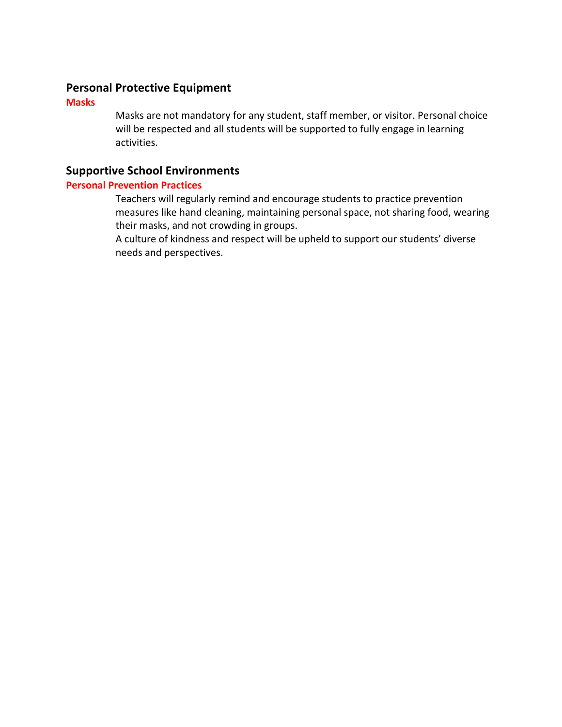## Personal Protective Equipment

### Masks

Masks are not mandatory for any student, staff member, or visitor. Personal choice will be respected and all students will be supported to fully engage in learning activities.

## Supportive School Environments

### Personal Prevention Practices

Teachers will regularly remind and encourage students to practice prevention measures like hand cleaning, maintaining personal space, not sharing food, wearing their masks, and not crowding in groups.

A culture of kindness and respect will be upheld to support our students' diverse needs and perspectives.